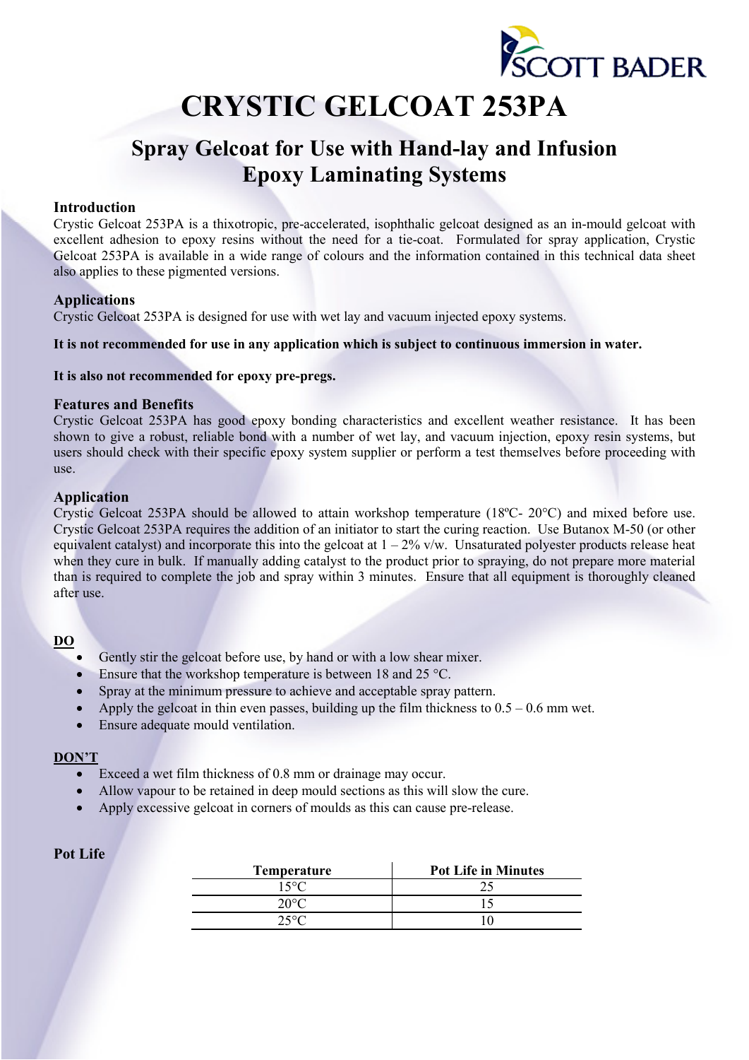SCOTT BADER

# CRYSTIC GELCOAT 253PA

## Spray Gelcoat for Use with Hand-lay and Infusion Epoxy Laminating Systems

### Introduction

Crystic Gelcoat 253PA is a thixotropic, pre-accelerated, isophthalic gelcoat designed as an in-mould gelcoat with excellent adhesion to epoxy resins without the need for a tie-coat. Formulated for spray application, Crystic Gelcoat 253PA is available in a wide range of colours and the information contained in this technical data sheet also applies to these pigmented versions.

### Applications

Crystic Gelcoat 253PA is designed for use with wet lay and vacuum injected epoxy systems.

**It is not recommended for use in any application which is subject to continuous immersion in water.**

**It is also not recommended for epoxy pre-pregs.**

### Features and Benefits

Crystic Gelcoat 253PA has good epoxy bonding characteristics and excellent weather resistance. It has been shown to give a robust, reliable bond with a number of wet lay, and vacuum injection, epoxy resin systems, but users should check with their specific epoxy system supplier or perform a test themselves before proceeding with use.

### Application

Crystic Gelcoat 253PA should be allowed to attain workshop temperature (18ºC- 20°C) and mixed before use. Crystic Gelcoat 253PA requires the addition of an initiator to start the curing reaction. Use Butanox M-50 (or other equivalent catalyst) and incorporate this into the gelcoat at 1 – 2% v/w. Unsaturated polyester products release heat when they cure in bulk. If manually adding catalyst to the product prior to spraying, do not prepare more material than is required to complete the job and spray within 3 minutes. Ensure that all equipment is thoroughly cleaned after use.

**DO**

- Gently stir the gelcoat before use, by hand or with a low shear mixer.
- Ensure that the workshop temperature is between 18 and 25 °C.
- Spray at the minimum pressure to achieve and acceptable spray pattern.
- Apply the gelcoat in thin even passes, building up the film thickness to 0.5 – 0.6 mm wet.
- Ensure adequate mould ventilation.

**DON'T**

- Exceed a wet film thickness of 0.8 mm or drainage may occur.
- Allow vapour to be retained in deep mould sections as this will slow the cure.
- Apply excessive gelcoat in corners of moulds as this can cause pre-release.

### Pot Life

| Temperature | Pot Life in Minutes |
|---|---|
| 15°C | 25 |
| 20°C | 15 |
| 25°C | 10 |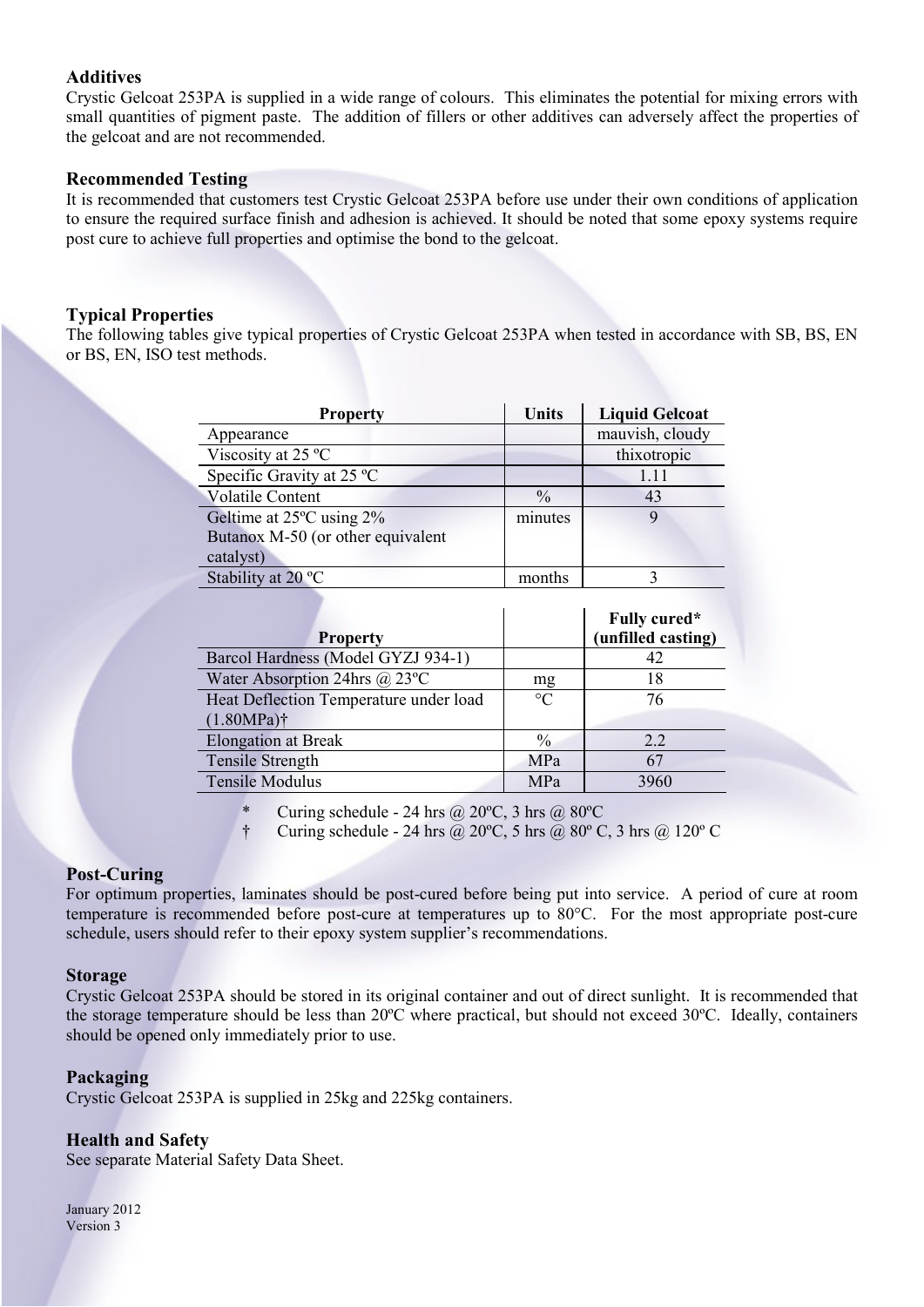## Additives

Crystic Gelcoat 253PA is supplied in a wide range of colours. This eliminates the potential for mixing errors with small quantities of pigment paste. The addition of fillers or other additives can adversely affect the properties of the gelcoat and are not recommended.

## Recommended Testing

It is recommended that customers test Crystic Gelcoat 253PA before use under their own conditions of application to ensure the required surface finish and adhesion is achieved. It should be noted that some epoxy systems require post cure to achieve full properties and optimise the bond to the gelcoat.

## Typical Properties

The following tables give typical properties of Crystic Gelcoat 253PA when tested in accordance with SB, BS, EN or BS, EN, ISO test methods.

| Property | Units | Liquid Gelcoat |
|---|---|---|
| Appearance | | mauvish, cloudy |
| Viscosity at 25 ºC | | thixotropic |
| Specific Gravity at 25 ºC | | 1.11 |
| Volatile Content | % | 43 |
| Geltime at 25ºC using 2% Butanox M-50 (or other equivalent catalyst) | minutes | 9 |
| Stability at 20 ºC | months | 3 |

| Property | | Fully cured* (unfilled casting) |
|---|---|---|
| Barcol Hardness (Model GYZJ 934-1) | | 42 |
| Water Absorption 24hrs @ 23ºC | mg | 18 |
| Heat Deflection Temperature under load (1.80MPa)† | °C | 76 |
| Elongation at Break | % | 2.2 |
| Tensile Strength | MPa | 67 |
| Tensile Modulus | MPa | 3960 |

\* Curing schedule - 24 hrs @ 20ºC, 3 hrs @ 80ºC

† Curing schedule - 24 hrs @ 20ºC, 5 hrs @ 80º C, 3 hrs @ 120º C

## Post-Curing

For optimum properties, laminates should be post-cured before being put into service. A period of cure at room temperature is recommended before post-cure at temperatures up to 80°C. For the most appropriate post-cure schedule, users should refer to their epoxy system supplier's recommendations.

## Storage

Crystic Gelcoat 253PA should be stored in its original container and out of direct sunlight. It is recommended that the storage temperature should be less than 20ºC where practical, but should not exceed 30ºC. Ideally, containers should be opened only immediately prior to use.

## Packaging

Crystic Gelcoat 253PA is supplied in 25kg and 225kg containers.

## Health and Safety

See separate Material Safety Data Sheet.

January 2012
Version 3